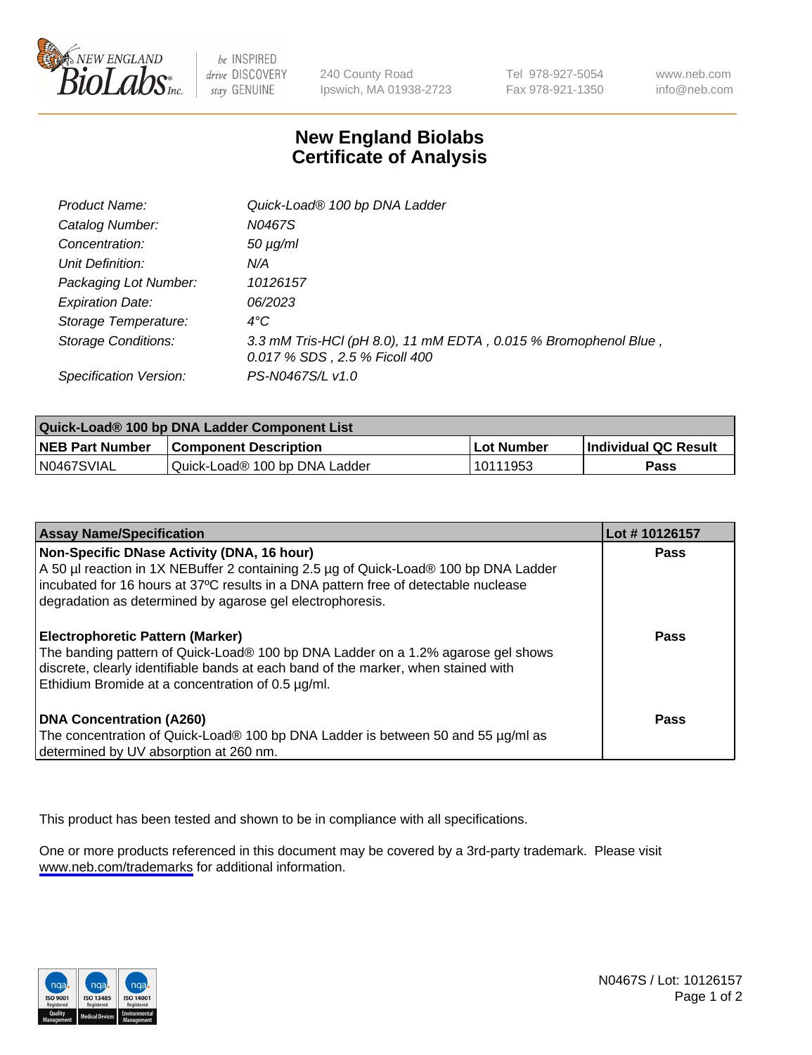New England BioLabs Inc. — be INSPIRED drive DISCOVERY stay GENUINE

240 County Road
Ipswich, MA 01938-2723

Tel 978-927-5054
Fax 978-921-1350

www.neb.com
info@neb.com

# New England Biolabs Certificate of Analysis

| | |
|---|---|
| *Product Name:* | *Quick-Load® 100 bp DNA Ladder* |
| *Catalog Number:* | *N0467S* |
| *Concentration:* | *50 µg/ml* |
| *Unit Definition:* | *N/A* |
| *Packaging Lot Number:* | *10126157* |
| *Expiration Date:* | *06/2023* |
| *Storage Temperature:* | *4°C* |
| *Storage Conditions:* | *3.3 mM Tris-HCl (pH 8.0), 11 mM EDTA , 0.015 % Bromophenol Blue , 0.017 % SDS , 2.5 % Ficoll 400* |
| *Specification Version:* | *PS-N0467S/L v1.0* |

| **Quick-Load® 100 bp DNA Ladder Component List** | | | |
|---|---|---|---|
| **NEB Part Number** | **Component Description** | **Lot Number** | **Individual QC Result** |
| N0467SVIAL | Quick-Load® 100 bp DNA Ladder | 10111953 | **Pass** |

| **Assay Name/Specification** | **Lot # 10126157** |
|---|---|
| **Non-Specific DNase Activity (DNA, 16 hour)** A 50 µl reaction in 1X NEBuffer 2 containing 2.5 µg of Quick-Load® 100 bp DNA Ladder incubated for 16 hours at 37ºC results in a DNA pattern free of detectable nuclease degradation as determined by agarose gel electrophoresis. | **Pass** |
| **Electrophoretic Pattern (Marker)** The banding pattern of Quick-Load® 100 bp DNA Ladder on a 1.2% agarose gel shows discrete, clearly identifiable bands at each band of the marker, when stained with Ethidium Bromide at a concentration of 0.5 µg/ml. | **Pass** |
| **DNA Concentration (A260)** The concentration of Quick-Load® 100 bp DNA Ladder is between 50 and 55 µg/ml as determined by UV absorption at 260 nm. | **Pass** |

This product has been tested and shown to be in compliance with all specifications.

One or more products referenced in this document may be covered by a 3rd-party trademark. Please visit www.neb.com/trademarks for additional information.

N0467S / Lot: 10126157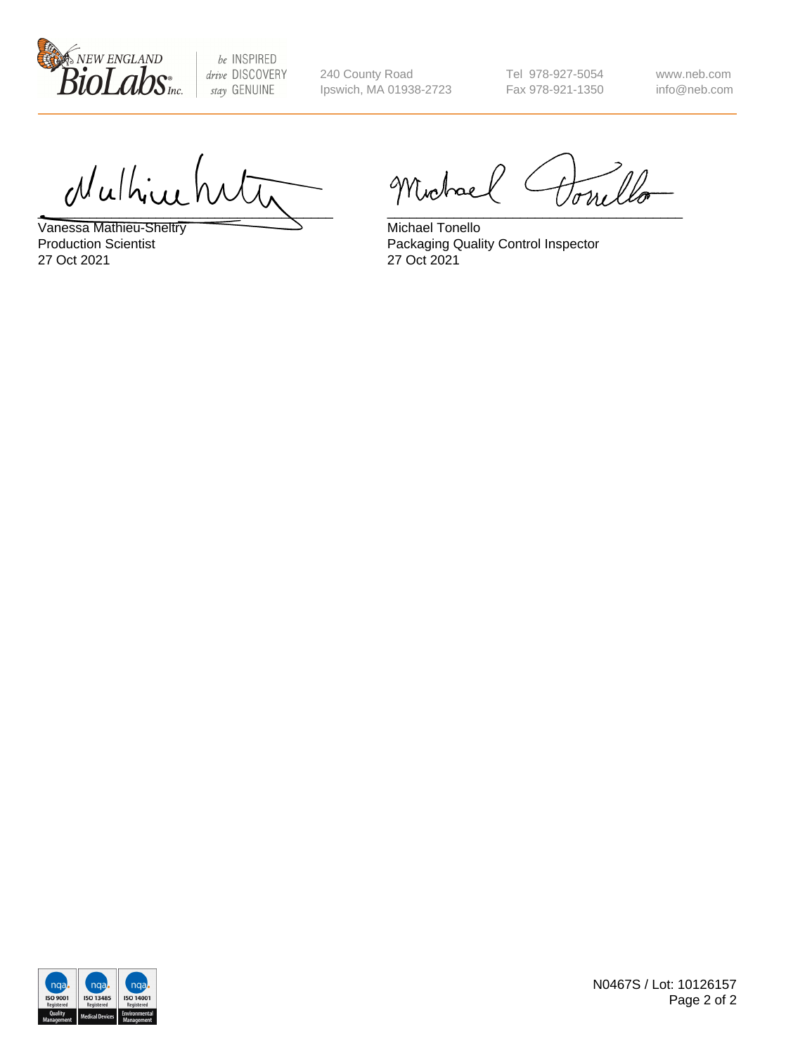240 County Road
Ipswich, MA 01938-2723

Tel 978-927-5054
Fax 978-921-1350

www.neb.com
info@neb.com

| | |
|---|---|
| Vanessa Mathieu-Sheltry | Michael Tonello |
| Production Scientist | Packaging Quality Control Inspector |
| 27 Oct 2021 | 27 Oct 2021 |

N0467S / Lot: 10126157